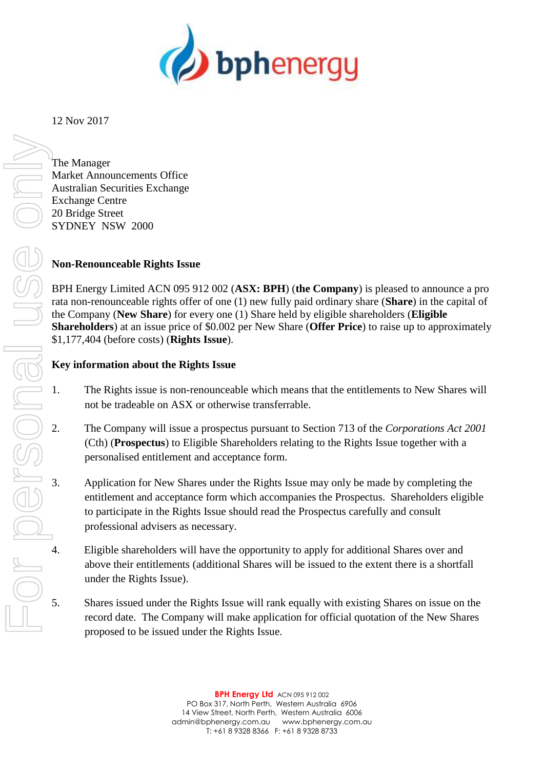12 Nov 2017

The Manager
Market Announcements Office
Australian Securities Exchange
Exchange Centre
20 Bridge Street
SYDNEY NSW 2000

**Non-Renounceable Rights Issue**

BPH Energy Limited ACN 095 912 002 (**ASX: BPH**) (**the Company**) is pleased to announce a pro rata non-renounceable rights offer of one (1) new fully paid ordinary share (**Share**) in the capital of the Company (**New Share**) for every one (1) Share held by eligible shareholders (**Eligible Shareholders**) at an issue price of $0.002 per New Share (**Offer Price**) to raise up to approximately $1,177,404 (before costs) (**Rights Issue**).

**Key information about the Rights Issue**

1. The Rights issue is non-renounceable which means that the entitlements to New Shares will not be tradeable on ASX or otherwise transferrable.

2. The Company will issue a prospectus pursuant to Section 713 of the *Corporations Act 2001* (Cth) (**Prospectus**) to Eligible Shareholders relating to the Rights Issue together with a personalised entitlement and acceptance form.

3. Application for New Shares under the Rights Issue may only be made by completing the entitlement and acceptance form which accompanies the Prospectus. Shareholders eligible to participate in the Rights Issue should read the Prospectus carefully and consult professional advisers as necessary.

4. Eligible shareholders will have the opportunity to apply for additional Shares over and above their entitlements (additional Shares will be issued to the extent there is a shortfall under the Rights Issue).

5. Shares issued under the Rights Issue will rank equally with existing Shares on issue on the record date. The Company will make application for official quotation of the New Shares proposed to be issued under the Rights Issue.

**BPH Energy Ltd** ACN 095 912 002
PO Box 317, North Perth, Western Australia 6906
14 View Street, North Perth, Western Australia 6006
admin@bphenergy.com.au www.bphenergy.com.au
T: +61 8 9328 8366 F: +61 8 9328 8733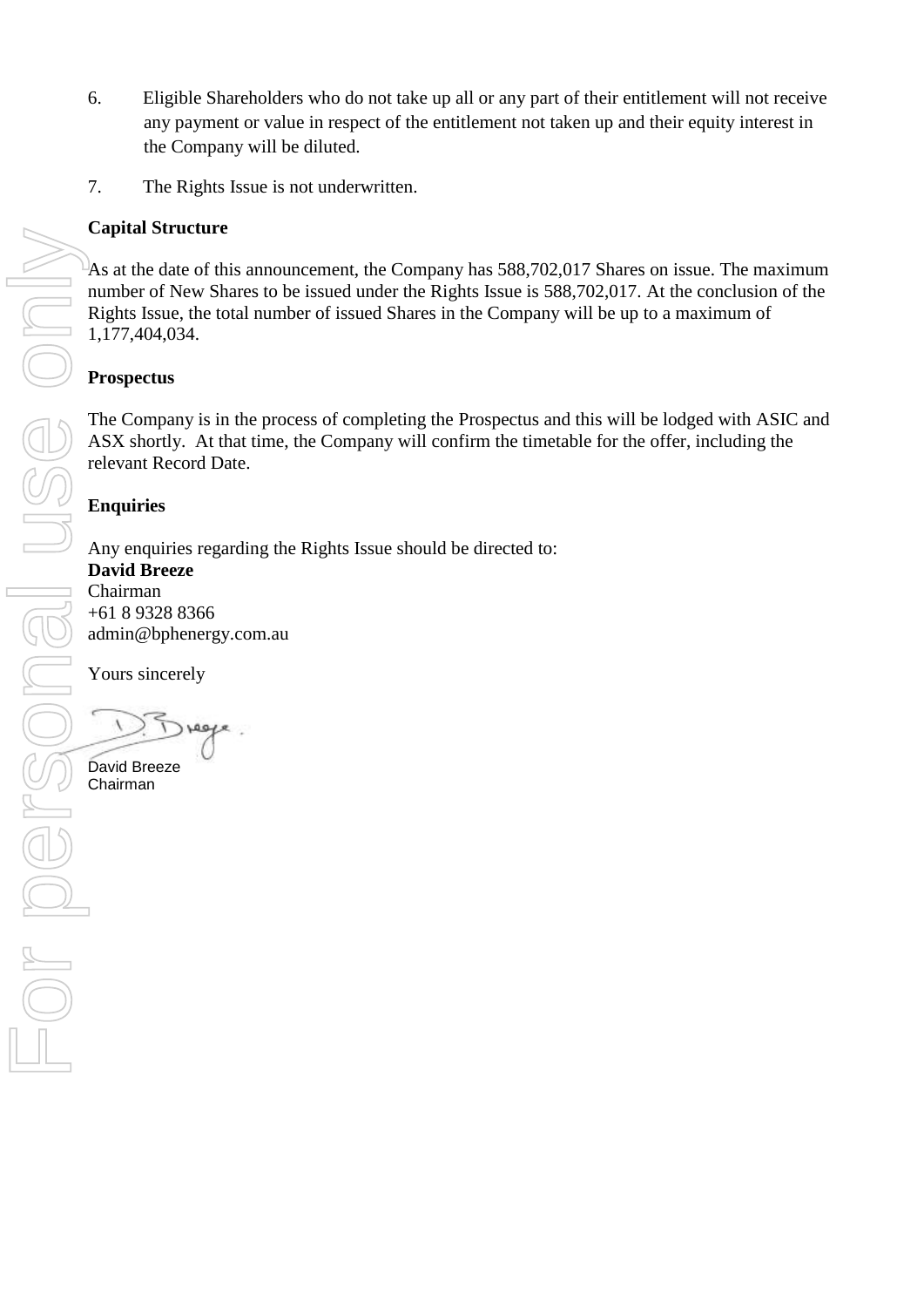6. Eligible Shareholders who do not take up all or any part of their entitlement will not receive any payment or value in respect of the entitlement not taken up and their equity interest in the Company will be diluted.

7. The Rights Issue is not underwritten.

**Capital Structure**

As at the date of this announcement, the Company has 588,702,017 Shares on issue. The maximum number of New Shares to be issued under the Rights Issue is 588,702,017. At the conclusion of the Rights Issue, the total number of issued Shares in the Company will be up to a maximum of 1,177,404,034.

**Prospectus**

The Company is in the process of completing the Prospectus and this will be lodged with ASIC and ASX shortly. At that time, the Company will confirm the timetable for the offer, including the relevant Record Date.

**Enquiries**

Any enquiries regarding the Rights Issue should be directed to:
**David Breeze**
Chairman
+61 8 9328 8366
admin@bphenergy.com.au

Yours sincerely

David Breeze
Chairman